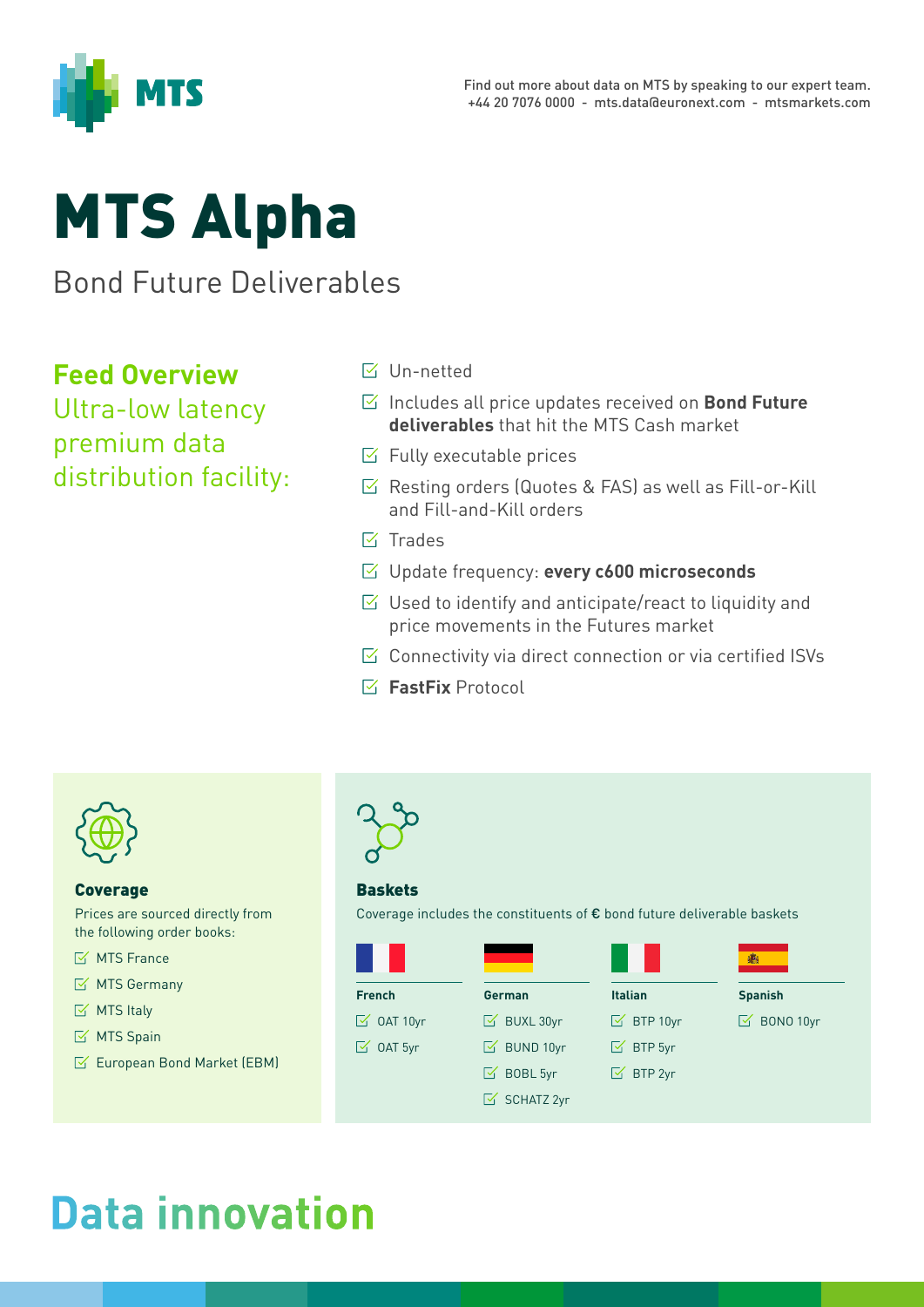Find out more about data on MTS by speaking to our expert team.
+44 20 7076 0000 - mts.data@euronext.com - mtsmarkets.com

# MTS Alpha

Bond Future Deliverables

## Feed Overview

Ultra-low latency premium data distribution facility:

- Un-netted
- Includes all price updates received on **Bond Future deliverables** that hit the MTS Cash market
- Fully executable prices
- Resting orders (Quotes & FAS) as well as Fill-or-Kill and Fill-and-Kill orders
- Trades
- Update frequency: **every c600 microseconds**
- Used to identify and anticipate/react to liquidity and price movements in the Futures market
- Connectivity via direct connection or via certified ISVs
- **FastFix** Protocol

### Coverage

Prices are sourced directly from the following order books:

- MTS France
- MTS Germany
- MTS Italy
- MTS Spain
- European Bond Market (EBM)

### Baskets

Coverage includes the constituents of € bond future deliverable baskets

| French | German | Italian | Spanish |
|---|---|---|---|
| OAT 10yr | BUXL 30yr | BTP 10yr | BONO 10yr |
| OAT 5yr | BUND 10yr | BTP 5yr | |
| | BOBL 5yr | BTP 2yr | |
| | SCHATZ 2yr | | |

# Data innovation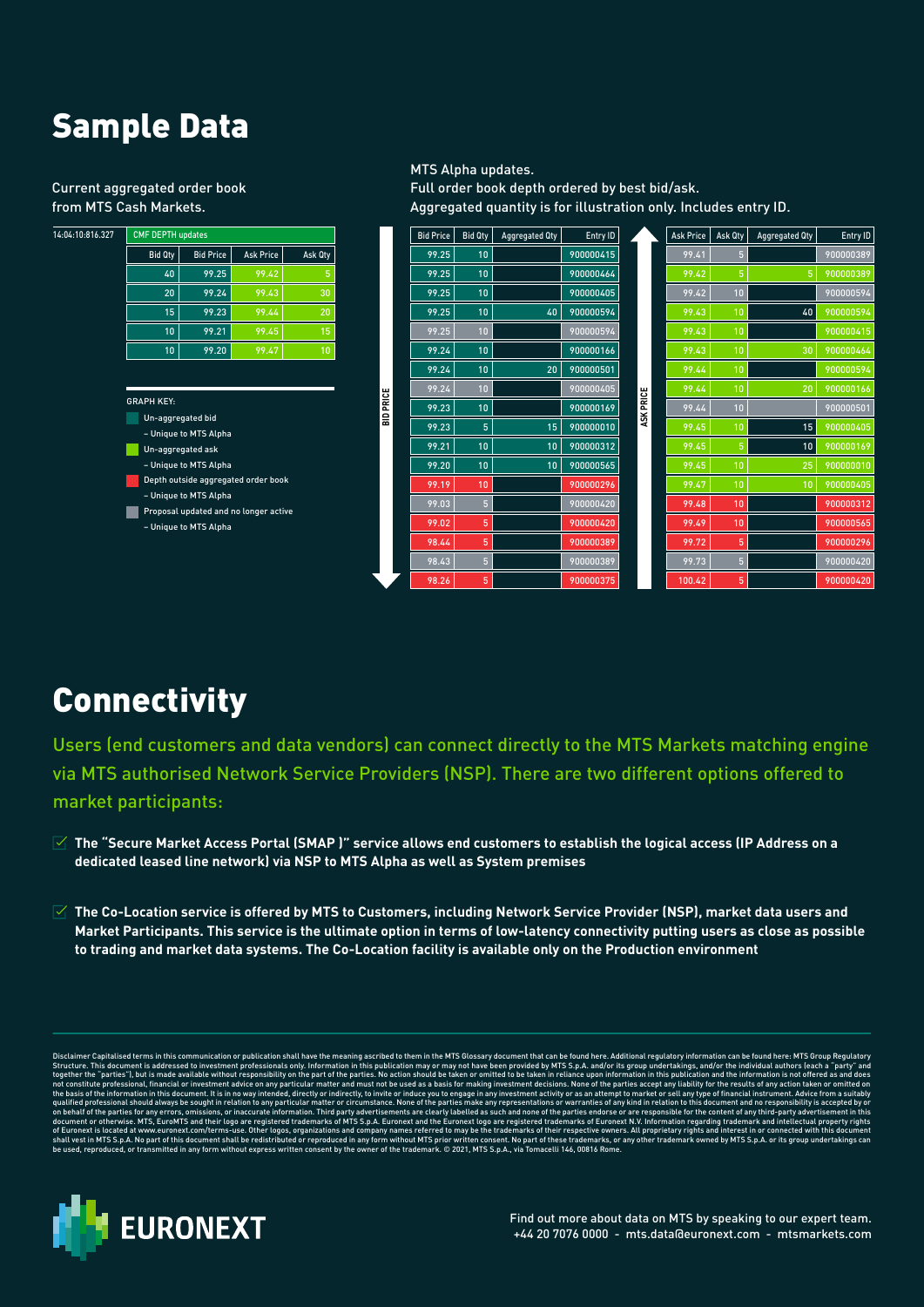# Sample Data

Current aggregated order book from MTS Cash Markets.

14:04:10:816.327

| CMF DEPTH updates | | | |
|---|---|---|---|
| Bid Qty | Bid Price | Ask Price | Ask Qty |
| 40 | 99.25 | 99.42 | 5 |
| 20 | 99.24 | 99.43 | 30 |
| 15 | 99.23 | 99.44 | 20 |
| 10 | 99.21 | 99.45 | 15 |
| 10 | 99.20 | 99.47 | 10 |

GRAPH KEY:

- Un-aggregated bid – Unique to MTS Alpha
- Un-aggregated ask – Unique to MTS Alpha
- Depth outside aggregated order book – Unique to MTS Alpha
- Proposal updated and no longer active – Unique to MTS Alpha

MTS Alpha updates.
Full order book depth ordered by best bid/ask.
Aggregated quantity is for illustration only. Includes entry ID.

BID PRICE

| Bid Price | Bid Qty | Aggregated Qty | Entry ID |
|---|---|---|---|
| 99.25 | 10 | | 900000415 |
| 99.25 | 10 | | 900000464 |
| 99.25 | 10 | | 900000405 |
| 99.25 | 10 | 40 | 900000594 |
| 99.25 | 10 | | 900000594 |
| 99.24 | 10 | | 900000166 |
| 99.24 | 10 | 20 | 900000501 |
| 99.24 | 10 | | 900000405 |
| 99.23 | 10 | | 900000169 |
| 99.23 | 5 | 15 | 900000010 |
| 99.21 | 10 | 10 | 900000312 |
| 99.20 | 10 | 10 | 900000565 |
| 99.19 | 10 | | 900000296 |
| 99.03 | 5 | | 900000420 |
| 99.02 | 5 | | 900000420 |
| 98.44 | 5 | | 900000389 |
| 98.43 | 5 | | 900000389 |
| 98.26 | 5 | | 900000375 |

ASK PRICE

| Ask Price | Ask Qty | Aggregated Qty | Entry ID |
|---|---|---|---|
| 99.41 | 5 | | 900000389 |
| 99.42 | 5 | 5 | 900000389 |
| 99.42 | 10 | | 900000594 |
| 99.43 | 10 | 40 | 900000594 |
| 99.43 | 10 | | 900000415 |
| 99.43 | 10 | 30 | 900000464 |
| 99.44 | 10 | | 900000594 |
| 99.44 | 10 | 20 | 900000166 |
| 99.44 | 10 | | 900000501 |
| 99.45 | 10 | 15 | 900000405 |
| 99.45 | 5 | 10 | 900000169 |
| 99.45 | 10 | 25 | 900000010 |
| 99.47 | 10 | 10 | 900000405 |
| 99.48 | 10 | | 900000312 |
| 99.49 | 10 | | 900000565 |
| 99.72 | 5 | | 900000296 |
| 99.73 | 5 | | 900000420 |
| 100.42 | 5 | | 900000420 |

# Connectivity

Users (end customers and data vendors) can connect directly to the MTS Markets matching engine via MTS authorised Network Service Providers (NSP). There are two different options offered to market participants:

- **The "Secure Market Access Portal (SMAP )" service allows end customers to establish the logical access (IP Address on a dedicated leased line network) via NSP to MTS Alpha as well as System premises**

- **The Co-Location service is offered by MTS to Customers, including Network Service Provider (NSP), market data users and Market Participants. This service is the ultimate option in terms of low-latency connectivity putting users as close as possible to trading and market data systems. The Co-Location facility is available only on the Production environment**

Disclaimer Capitalised terms in this communication or publication shall have the meaning ascribed to them in the MTS Glossary document that can be found here. Additional regulatory information can be found here: MTS Group Regulatory Structure. This document is addressed to investment professionals only. Information in this publication may or may not have been provided by MTS S.p.A. and/or its group undertakings, and/or the individual authors (each a "party" and together the "parties"), but is made available without responsibility on the part of the parties. No action should be taken or omitted to be taken in reliance upon information in this publication and the information is not offered as and does not constitute professional, financial or investment advice on any particular matter and must not be used as a basis for making investment decisions. None of the parties accept any liability for the results of any action taken or omitted on the basis of the information in this document. It is in no way intended, directly or indirectly, to invite or induce you to engage in any investment activity or as an attempt to market or sell any type of financial instrument. Advice from a suitably qualified professional should always be sought in relation to any particular matter or circumstance. None of the parties make any representations or warranties of any kind in relation to this document and no responsibility is accepted by or on behalf of the parties for any errors, omissions, or inaccurate information. Third party advertisements are clearly labelled as such and none of the parties endorse or are responsible for the content of any third-party advertisement in this document or otherwise. MTS, EuroMTS and their logo are registered trademarks of MTS S.p.A. Euronext and the Euronext logo are registered trademarks of Euronext N.V. Information regarding trademark and intellectual property rights of Euronext is located at www.euronext.com/terms-use. Other logos, organizations and company names referred to may be the trademarks of their respective owners. All proprietary rights and interest in or connected with this document shall vest in MTS S.p.A. No part of this document shall be redistributed or reproduced in any form without MTS prior written consent. No part of these trademarks, or any other trademark owned by MTS S.p.A. or its group undertakings can be used, reproduced, or transmitted in any form without express written consent by the owner of the trademark. © 2021, MTS S.p.A., via Tomacelli 146, 00816 Rome.

EURONEXT

Find out more about data on MTS by speaking to our expert team.
+44 20 7076 0000 - mts.data@euronext.com - mtsmarkets.com